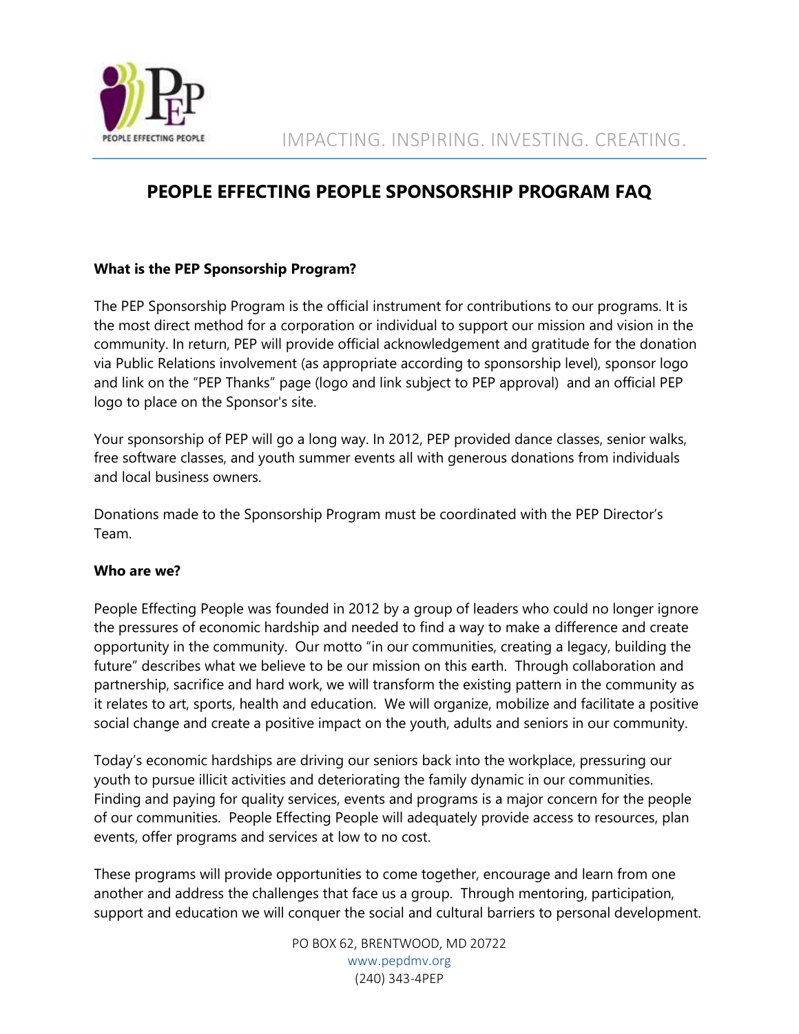PEOPLE EFFECTING PEOPLE

IMPACTING. INSPIRING. INVESTING. CREATING.

# PEOPLE EFFECTING PEOPLE SPONSORSHIP PROGRAM FAQ

**What is the PEP Sponsorship Program?**

The PEP Sponsorship Program is the official instrument for contributions to our programs. It is the most direct method for a corporation or individual to support our mission and vision in the community. In return, PEP will provide official acknowledgement and gratitude for the donation via Public Relations involvement (as appropriate according to sponsorship level), sponsor logo and link on the "PEP Thanks" page (logo and link subject to PEP approval) and an official PEP logo to place on the Sponsor's site.

Your sponsorship of PEP will go a long way. In 2012, PEP provided dance classes, senior walks, free software classes, and youth summer events all with generous donations from individuals and local business owners.

Donations made to the Sponsorship Program must be coordinated with the PEP Director's Team.

**Who are we?**

People Effecting People was founded in 2012 by a group of leaders who could no longer ignore the pressures of economic hardship and needed to find a way to make a difference and create opportunity in the community. Our motto "in our communities, creating a legacy, building the future" describes what we believe to be our mission on this earth. Through collaboration and partnership, sacrifice and hard work, we will transform the existing pattern in the community as it relates to art, sports, health and education. We will organize, mobilize and facilitate a positive social change and create a positive impact on the youth, adults and seniors in our community.

Today's economic hardships are driving our seniors back into the workplace, pressuring our youth to pursue illicit activities and deteriorating the family dynamic in our communities. Finding and paying for quality services, events and programs is a major concern for the people of our communities. People Effecting People will adequately provide access to resources, plan events, offer programs and services at low to no cost.

These programs will provide opportunities to come together, encourage and learn from one another and address the challenges that face us a group. Through mentoring, participation, support and education we will conquer the social and cultural barriers to personal development.

PO BOX 62, BRENTWOOD, MD 20722
www.pepdmv.org
(240) 343-4PEP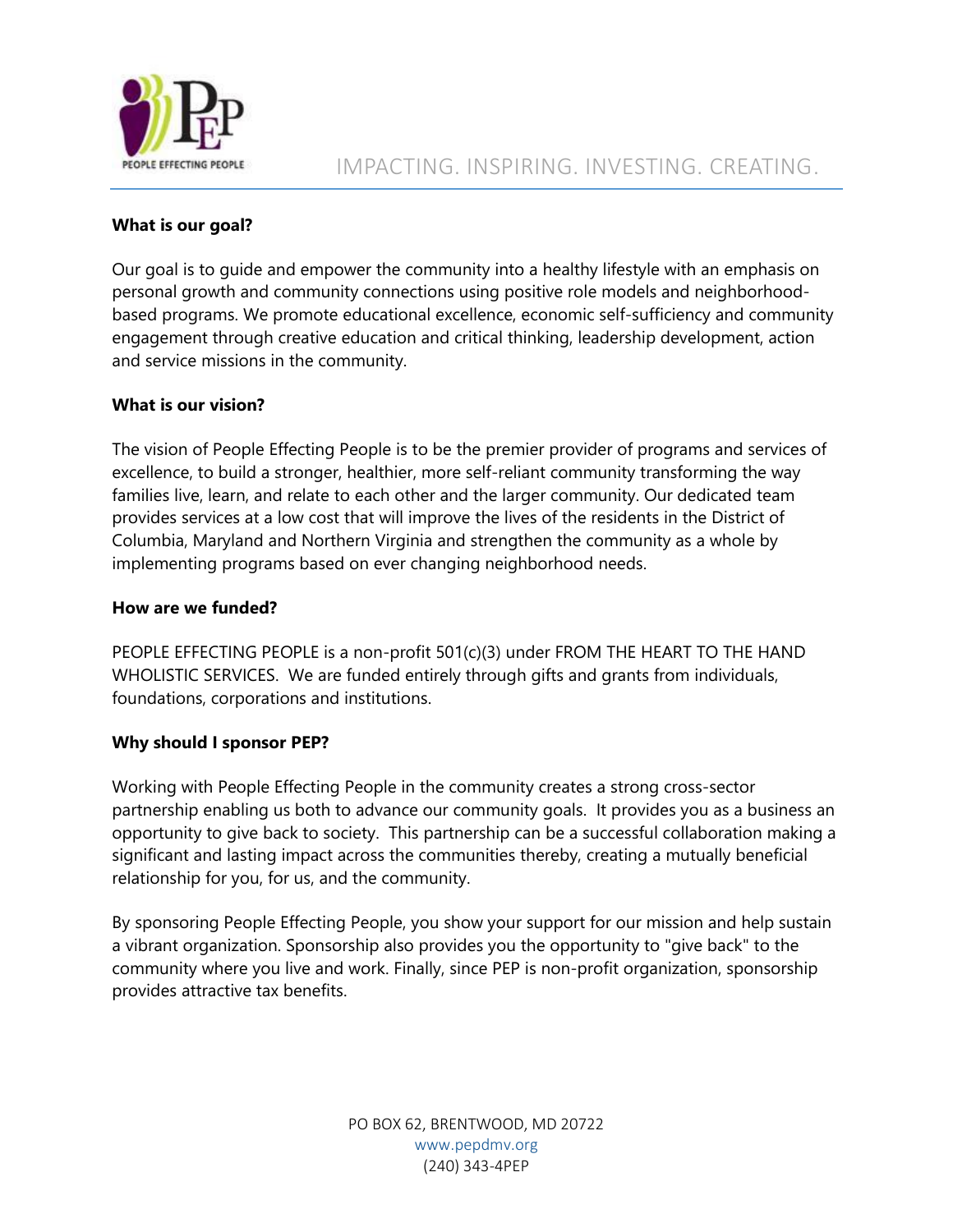IMPACTING. INSPIRING. INVESTING. CREATING.

**What is our goal?**

Our goal is to guide and empower the community into a healthy lifestyle with an emphasis on personal growth and community connections using positive role models and neighborhood-based programs. We promote educational excellence, economic self-sufficiency and community engagement through creative education and critical thinking, leadership development, action and service missions in the community.

**What is our vision?**

The vision of People Effecting People is to be the premier provider of programs and services of excellence, to build a stronger, healthier, more self-reliant community transforming the way families live, learn, and relate to each other and the larger community. Our dedicated team provides services at a low cost that will improve the lives of the residents in the District of Columbia, Maryland and Northern Virginia and strengthen the community as a whole by implementing programs based on ever changing neighborhood needs.

**How are we funded?**

PEOPLE EFFECTING PEOPLE is a non-profit 501(c)(3) under FROM THE HEART TO THE HAND WHOLISTIC SERVICES. We are funded entirely through gifts and grants from individuals, foundations, corporations and institutions.

**Why should I sponsor PEP?**

Working with People Effecting People in the community creates a strong cross-sector partnership enabling us both to advance our community goals. It provides you as a business an opportunity to give back to society. This partnership can be a successful collaboration making a significant and lasting impact across the communities thereby, creating a mutually beneficial relationship for you, for us, and the community.

By sponsoring People Effecting People, you show your support for our mission and help sustain a vibrant organization. Sponsorship also provides you the opportunity to "give back" to the community where you live and work. Finally, since PEP is non-profit organization, sponsorship provides attractive tax benefits.

PO BOX 62, BRENTWOOD, MD 20722
www.pepdmv.org
(240) 343-4PEP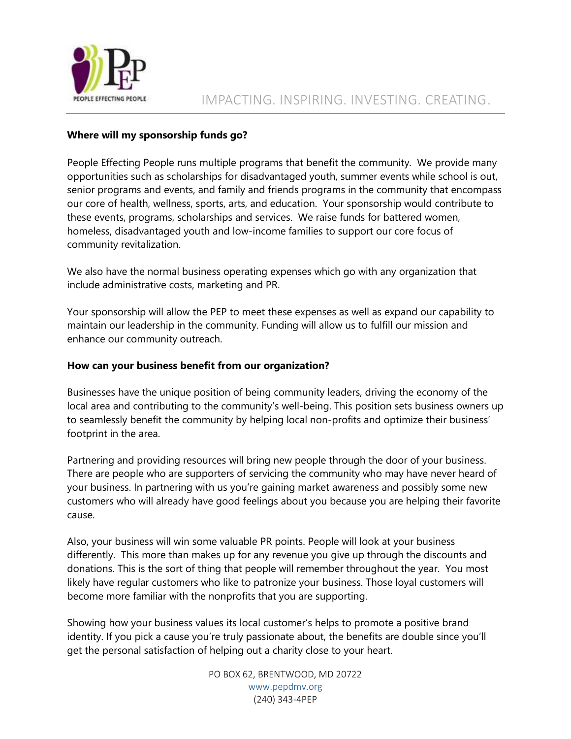**Where will my sponsorship funds go?**

People Effecting People runs multiple programs that benefit the community. We provide many opportunities such as scholarships for disadvantaged youth, summer events while school is out, senior programs and events, and family and friends programs in the community that encompass our core of health, wellness, sports, arts, and education. Your sponsorship would contribute to these events, programs, scholarships and services. We raise funds for battered women, homeless, disadvantaged youth and low-income families to support our core focus of community revitalization.

We also have the normal business operating expenses which go with any organization that include administrative costs, marketing and PR.

Your sponsorship will allow the PEP to meet these expenses as well as expand our capability to maintain our leadership in the community. Funding will allow us to fulfill our mission and enhance our community outreach.

**How can your business benefit from our organization?**

Businesses have the unique position of being community leaders, driving the economy of the local area and contributing to the community's well-being. This position sets business owners up to seamlessly benefit the community by helping local non-profits and optimize their business' footprint in the area.

Partnering and providing resources will bring new people through the door of your business. There are people who are supporters of servicing the community who may have never heard of your business. In partnering with us you're gaining market awareness and possibly some new customers who will already have good feelings about you because you are helping their favorite cause.

Also, your business will win some valuable PR points. People will look at your business differently. This more than makes up for any revenue you give up through the discounts and donations. This is the sort of thing that people will remember throughout the year. You most likely have regular customers who like to patronize your business. Those loyal customers will become more familiar with the nonprofits that you are supporting.

Showing how your business values its local customer's helps to promote a positive brand identity. If you pick a cause you're truly passionate about, the benefits are double since you'll get the personal satisfaction of helping out a charity close to your heart.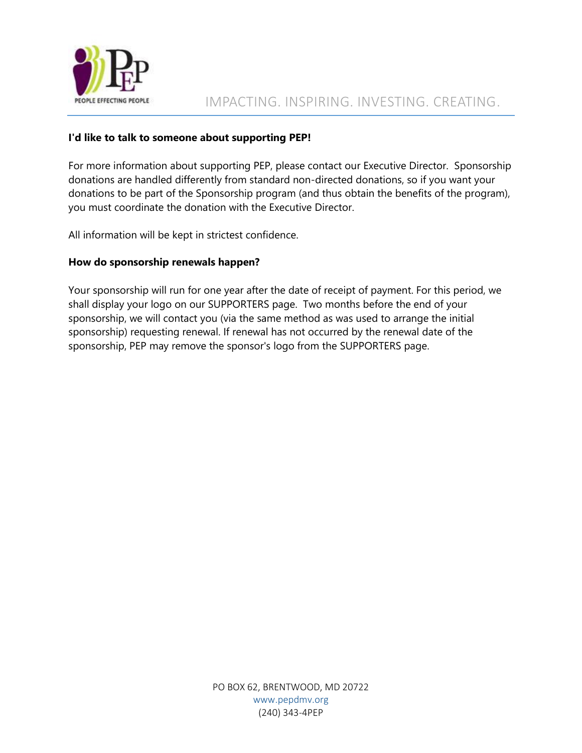**I'd like to talk to someone about supporting PEP!**

For more information about supporting PEP, please contact our Executive Director. Sponsorship donations are handled differently from standard non-directed donations, so if you want your donations to be part of the Sponsorship program (and thus obtain the benefits of the program), you must coordinate the donation with the Executive Director.

All information will be kept in strictest confidence.

**How do sponsorship renewals happen?**

Your sponsorship will run for one year after the date of receipt of payment. For this period, we shall display your logo on our SUPPORTERS page. Two months before the end of your sponsorship, we will contact you (via the same method as was used to arrange the initial sponsorship) requesting renewal. If renewal has not occurred by the renewal date of the sponsorship, PEP may remove the sponsor's logo from the SUPPORTERS page.